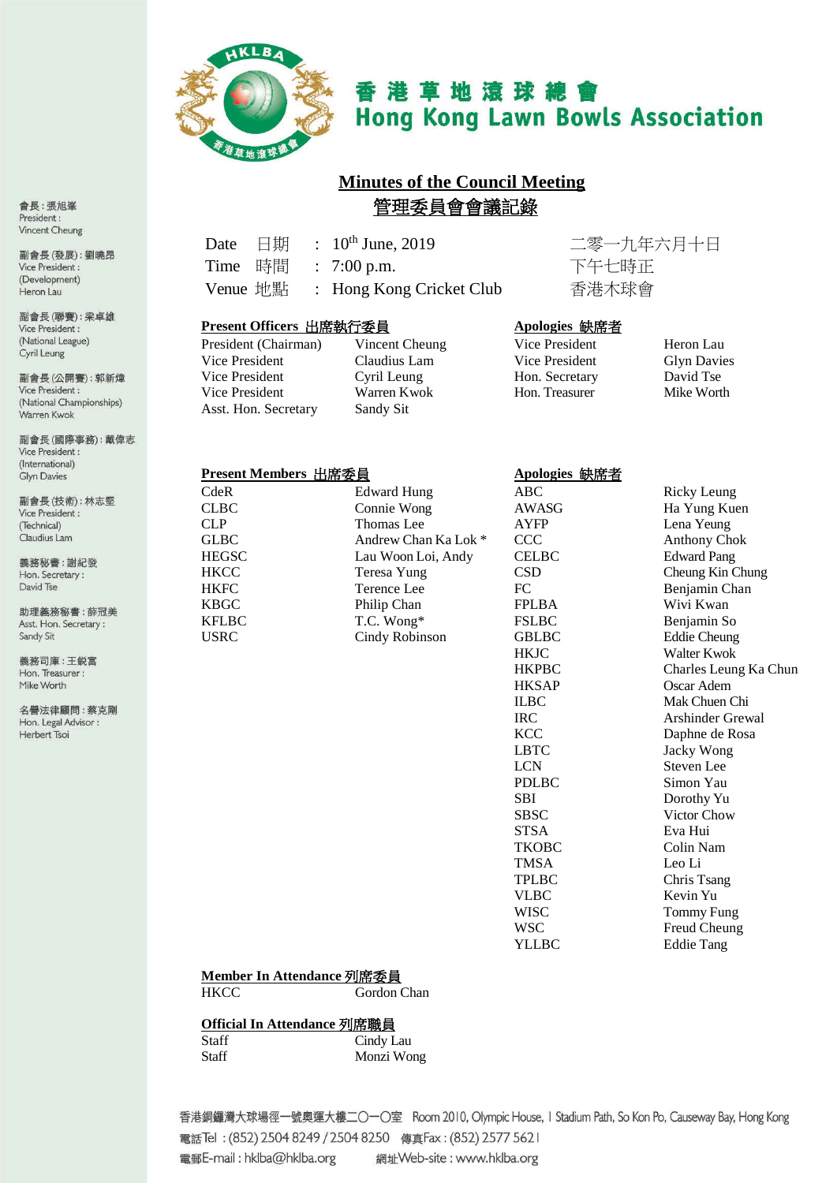# 香港草地滾球總會
# Hong Kong Lawn Bowls Association

會長：張旭峯
President：
Vincent Cheung

副會長(發展)：劉曉昂
Vice President：
(Development)
Heron Lau

副會長(聯賽)：梁卓雄
Vice President：
(National League)
Cyril Leung

副會長(公開賽)：郭新煒
Vice President：
(National Championships)
Warren Kwok

副會長(國際事務)：戴偉志
Vice President：
(International)
Glyn Davies

副會長(技術)：林志堅
Vice President：
(Technical)
Claudius Lam

義務秘書：謝紀發
Hon. Secretary：
David Tse

助理義務秘書：薛冠美
Asst. Hon. Secretary：
Sandy Sit

義務司庫：王銳富
Hon. Treasurer：
Mike Worth

名譽法律顧問：蔡克剛
Hon. Legal Advisor：
Herbert Tsoi

## Minutes of the Council Meeting
## 管理委員會會議記錄

| | | | |
|---|---|---|---|
| Date 日期 | : | 10th June, 2019 | 二零一九年六月十日 |
| Time 時間 | : | 7:00 p.m. | 下午七時正 |
| Venue 地點 | : | Hong Kong Cricket Club | 香港木球會 |

**Present Officers 出席執行委員**

| | |
|---|---|
| President (Chairman) | Vincent Cheung |
| Vice President | Claudius Lam |
| Vice President | Cyril Leung |
| Vice President | Warren Kwok |
| Asst. Hon. Secretary | Sandy Sit |

**Apologies 缺席者**

| | |
|---|---|
| Vice President | Heron Lau |
| Vice President | Glyn Davies |
| Hon. Secretary | David Tse |
| Hon. Treasurer | Mike Worth |

**Present Members 出席委員**

| | |
|---|---|
| CdeR | Edward Hung |
| CLBC | Connie Wong |
| CLP | Thomas Lee |
| GLBC | Andrew Chan Ka Lok * |
| HEGSC | Lau Woon Loi, Andy |
| HKCC | Teresa Yung |
| HKFC | Terence Lee |
| KBGC | Philip Chan |
| KFLBC | T.C. Wong* |
| USRC | Cindy Robinson |

**Apologies 缺席者**

| | |
|---|---|
| ABC | Ricky Leung |
| AWASG | Ha Yung Kuen |
| AYFP | Lena Yeung |
| CCC | Anthony Chok |
| CELBC | Edward Pang |
| CSD | Cheung Kin Chung |
| FC | Benjamin Chan |
| FPLBA | Wivi Kwan |
| FSLBC | Benjamin So |
| GBLBC | Eddie Cheung |
| HKJC | Walter Kwok |
| HKPBC | Charles Leung Ka Chun |
| HKSAP | Oscar Adem |
| ILBC | Mak Chuen Chi |
| IRC | Arshinder Grewal |
| KCC | Daphne de Rosa |
| LBTC | Jacky Wong |
| LCN | Steven Lee |
| PDLBC | Simon Yau |
| SBI | Dorothy Yu |
| SBSC | Victor Chow |
| STSA | Eva Hui |
| TKOBC | Colin Nam |
| TMSA | Leo Li |
| TPLBC | Chris Tsang |
| VLBC | Kevin Yu |
| WISC | Tommy Fung |
| WSC | Freud Cheung |
| YLLBC | Eddie Tang |

**Member In Attendance 列席委員**

| | |
|---|---|
| HKCC | Gordon Chan |

**Official In Attendance 列席職員**

| | |
|---|---|
| Staff | Cindy Lau |
| Staff | Monzi Wong |

香港銅鑼灣大球場徑一號奧運大樓二〇一〇室 Room 2010, Olympic House, 1 Stadium Path, So Kon Po, Causeway Bay, Hong Kong
電話Tel：(852) 2504 8249 / 2504 8250 傳真Fax：(852) 2577 5621
電郵E-mail：hklba@hklba.org 網址Web-site：www.hklba.org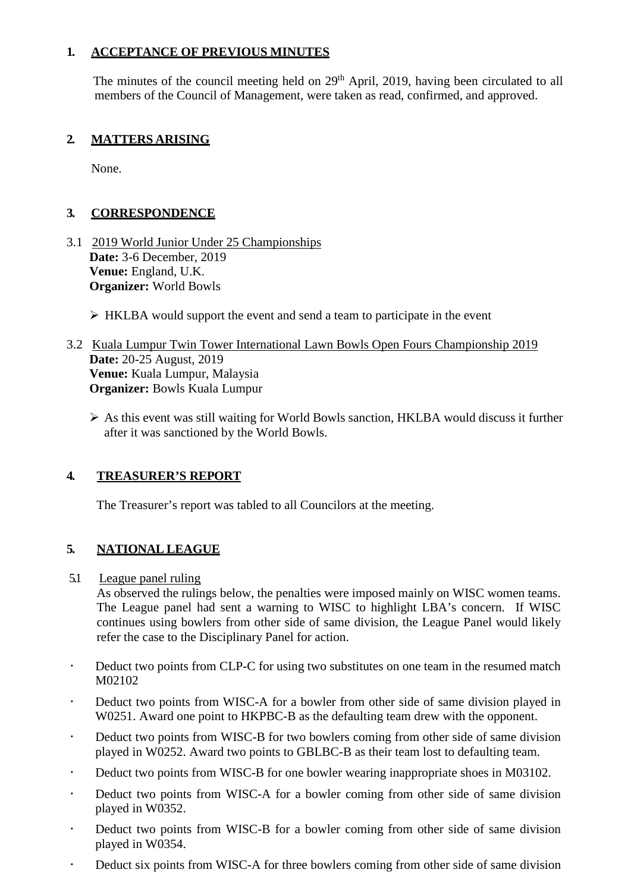## 1. ACCEPTANCE OF PREVIOUS MINUTES

The minutes of the council meeting held on 29th April, 2019, having been circulated to all members of the Council of Management, were taken as read, confirmed, and approved.

## 2. MATTERS ARISING

None.

## 3. CORRESPONDENCE

3.1 2019 World Junior Under 25 Championships
**Date:** 3-6 December, 2019
**Venue:** England, U.K.
**Organizer:** World Bowls

- HKLBA would support the event and send a team to participate in the event

3.2 Kuala Lumpur Twin Tower International Lawn Bowls Open Fours Championship 2019
**Date:** 20-25 August, 2019
**Venue:** Kuala Lumpur, Malaysia
**Organizer:** Bowls Kuala Lumpur

- As this event was still waiting for World Bowls sanction, HKLBA would discuss it further after it was sanctioned by the World Bowls.

## 4. TREASURER'S REPORT

The Treasurer's report was tabled to all Councilors at the meeting.

## 5. NATIONAL LEAGUE

5.1 League panel ruling
As observed the rulings below, the penalties were imposed mainly on WISC women teams. The League panel had sent a warning to WISC to highlight LBA's concern. If WISC continues using bowlers from other side of same division, the League Panel would likely refer the case to the Disciplinary Panel for action.

- Deduct two points from CLP-C for using two substitutes on one team in the resumed match M02102
- Deduct two points from WISC-A for a bowler from other side of same division played in W0251. Award one point to HKPBC-B as the defaulting team drew with the opponent.
- Deduct two points from WISC-B for two bowlers coming from other side of same division played in W0252. Award two points to GBLBC-B as their team lost to defaulting team.
- Deduct two points from WISC-B for one bowler wearing inappropriate shoes in M03102.
- Deduct two points from WISC-A for a bowler coming from other side of same division played in W0352.
- Deduct two points from WISC-B for a bowler coming from other side of same division played in W0354.
- Deduct six points from WISC-A for three bowlers coming from other side of same division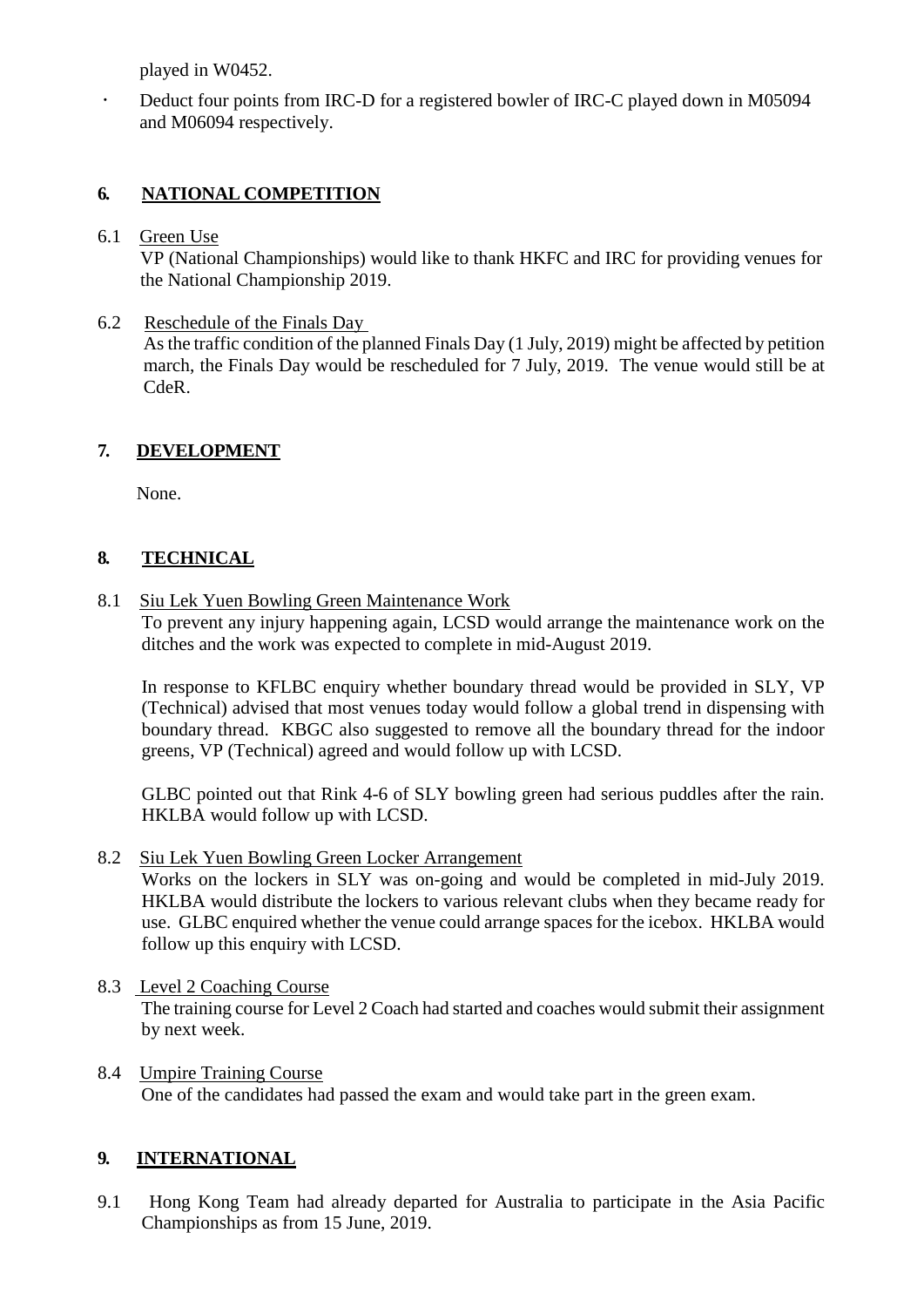played in W0452.

- Deduct four points from IRC-D for a registered bowler of IRC-C played down in M05094 and M06094 respectively.

## 6. NATIONAL COMPETITION

6.1 Green Use

VP (National Championships) would like to thank HKFC and IRC for providing venues for the National Championship 2019.

6.2 Reschedule of the Finals Day

As the traffic condition of the planned Finals Day (1 July, 2019) might be affected by petition march, the Finals Day would be rescheduled for 7 July, 2019. The venue would still be at CdeR.

## 7. DEVELOPMENT

None.

## 8. TECHNICAL

8.1 Siu Lek Yuen Bowling Green Maintenance Work

To prevent any injury happening again, LCSD would arrange the maintenance work on the ditches and the work was expected to complete in mid-August 2019.

In response to KFLBC enquiry whether boundary thread would be provided in SLY, VP (Technical) advised that most venues today would follow a global trend in dispensing with boundary thread. KBGC also suggested to remove all the boundary thread for the indoor greens, VP (Technical) agreed and would follow up with LCSD.

GLBC pointed out that Rink 4-6 of SLY bowling green had serious puddles after the rain. HKLBA would follow up with LCSD.

8.2 Siu Lek Yuen Bowling Green Locker Arrangement

Works on the lockers in SLY was on-going and would be completed in mid-July 2019. HKLBA would distribute the lockers to various relevant clubs when they became ready for use. GLBC enquired whether the venue could arrange spaces for the icebox. HKLBA would follow up this enquiry with LCSD.

8.3 Level 2 Coaching Course

The training course for Level 2 Coach had started and coaches would submit their assignment by next week.

8.4 Umpire Training Course

One of the candidates had passed the exam and would take part in the green exam.

## 9. INTERNATIONAL

9.1 Hong Kong Team had already departed for Australia to participate in the Asia Pacific Championships as from 15 June, 2019.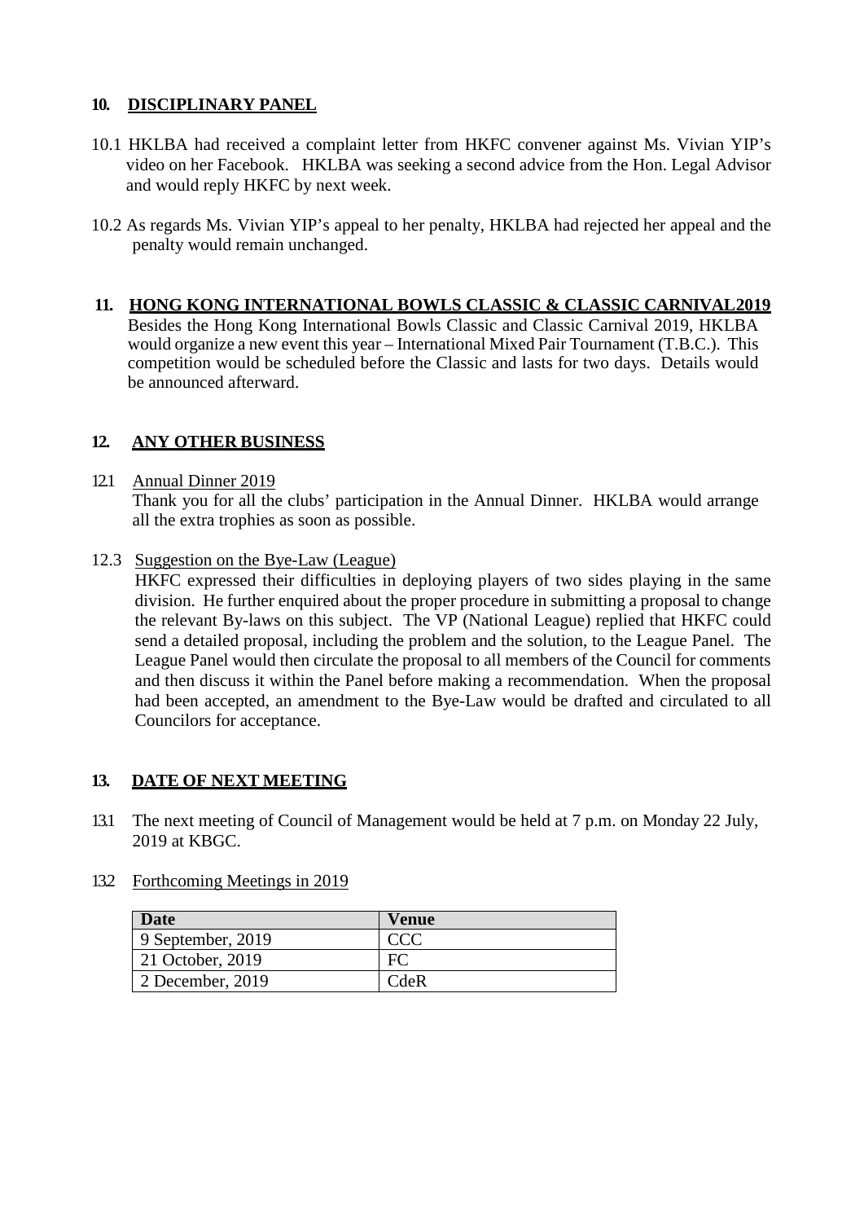## 10. DISCIPLINARY PANEL

10.1 HKLBA had received a complaint letter from HKFC convener against Ms. Vivian YIP's video on her Facebook. HKLBA was seeking a second advice from the Hon. Legal Advisor and would reply HKFC by next week.

10.2 As regards Ms. Vivian YIP's appeal to her penalty, HKLBA had rejected her appeal and the penalty would remain unchanged.

## 11. HONG KONG INTERNATIONAL BOWLS CLASSIC & CLASSIC CARNIVAL2019

Besides the Hong Kong International Bowls Classic and Classic Carnival 2019, HKLBA would organize a new event this year – International Mixed Pair Tournament (T.B.C.). This competition would be scheduled before the Classic and lasts for two days. Details would be announced afterward.

## 12. ANY OTHER BUSINESS

12.1 Annual Dinner 2019

Thank you for all the clubs' participation in the Annual Dinner. HKLBA would arrange all the extra trophies as soon as possible.

12.3 Suggestion on the Bye-Law (League)

HKFC expressed their difficulties in deploying players of two sides playing in the same division. He further enquired about the proper procedure in submitting a proposal to change the relevant By-laws on this subject. The VP (National League) replied that HKFC could send a detailed proposal, including the problem and the solution, to the League Panel. The League Panel would then circulate the proposal to all members of the Council for comments and then discuss it within the Panel before making a recommendation. When the proposal had been accepted, an amendment to the Bye-Law would be drafted and circulated to all Councilors for acceptance.

## 13. DATE OF NEXT MEETING

13.1 The next meeting of Council of Management would be held at 7 p.m. on Monday 22 July, 2019 at KBGC.

13.2 Forthcoming Meetings in 2019

| Date | Venue |
|---|---|
| 9 September, 2019 | CCC |
| 21 October, 2019 | FC |
| 2 December, 2019 | CdeR |